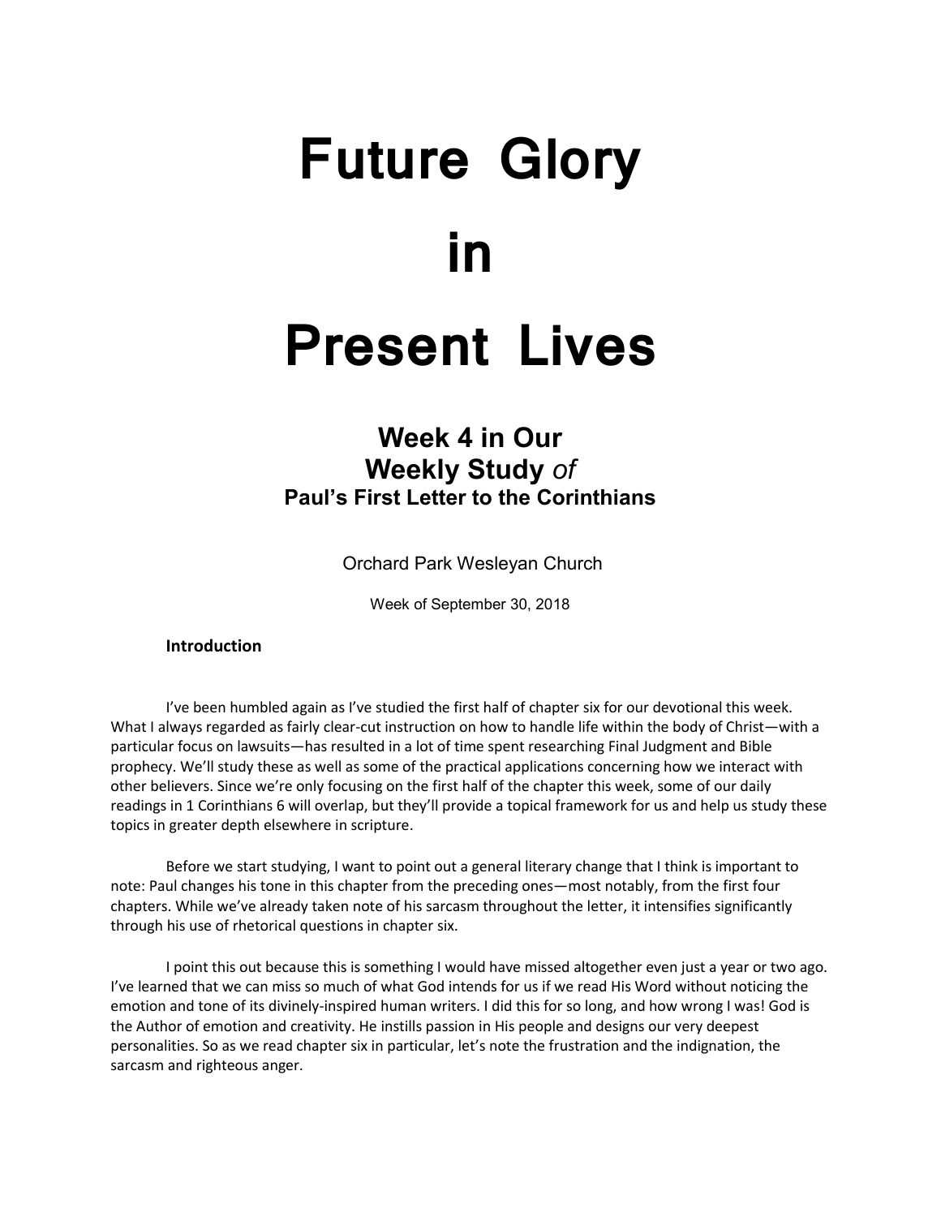# Future Glory in Present Lives

## Week 4 in Our Weekly Study *of*
### Paul's First Letter to the Corinthians

Orchard Park Wesleyan Church

Week of September 30, 2018

**Introduction**

I've been humbled again as I've studied the first half of chapter six for our devotional this week. What I always regarded as fairly clear-cut instruction on how to handle life within the body of Christ—with a particular focus on lawsuits—has resulted in a lot of time spent researching Final Judgment and Bible prophecy. We'll study these as well as some of the practical applications concerning how we interact with other believers. Since we're only focusing on the first half of the chapter this week, some of our daily readings in 1 Corinthians 6 will overlap, but they'll provide a topical framework for us and help us study these topics in greater depth elsewhere in scripture.

Before we start studying, I want to point out a general literary change that I think is important to note: Paul changes his tone in this chapter from the preceding ones—most notably, from the first four chapters. While we've already taken note of his sarcasm throughout the letter, it intensifies significantly through his use of rhetorical questions in chapter six.

I point this out because this is something I would have missed altogether even just a year or two ago. I've learned that we can miss so much of what God intends for us if we read His Word without noticing the emotion and tone of its divinely-inspired human writers. I did this for so long, and how wrong I was! God is the Author of emotion and creativity. He instills passion in His people and designs our very deepest personalities. So as we read chapter six in particular, let's note the frustration and the indignation, the sarcasm and righteous anger.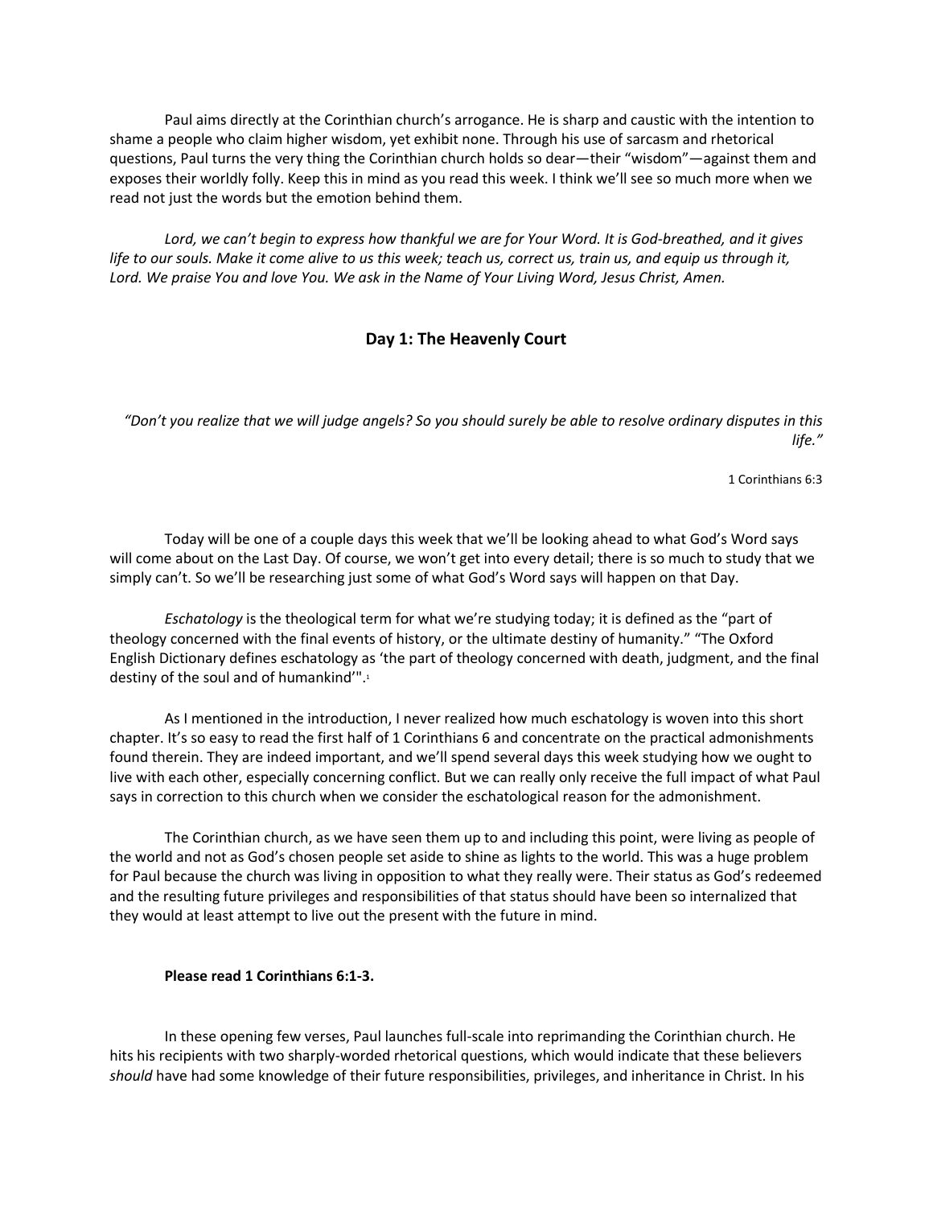Paul aims directly at the Corinthian church's arrogance. He is sharp and caustic with the intention to shame a people who claim higher wisdom, yet exhibit none. Through his use of sarcasm and rhetorical questions, Paul turns the very thing the Corinthian church holds so dear—their "wisdom"—against them and exposes their worldly folly. Keep this in mind as you read this week. I think we'll see so much more when we read not just the words but the emotion behind them.

*Lord, we can't begin to express how thankful we are for Your Word. It is God-breathed, and it gives life to our souls. Make it come alive to us this week; teach us, correct us, train us, and equip us through it, Lord. We praise You and love You. We ask in the Name of Your Living Word, Jesus Christ, Amen.*

## Day 1: The Heavenly Court

*"Don't you realize that we will judge angels? So you should surely be able to resolve ordinary disputes in this life."*

1 Corinthians 6:3

Today will be one of a couple days this week that we'll be looking ahead to what God's Word says will come about on the Last Day. Of course, we won't get into every detail; there is so much to study that we simply can't. So we'll be researching just some of what God's Word says will happen on that Day.

*Eschatology* is the theological term for what we're studying today; it is defined as the "part of theology concerned with the final events of history, or the ultimate destiny of humanity." "The Oxford English Dictionary defines eschatology as 'the part of theology concerned with death, judgment, and the final destiny of the soul and of humankind'".[1]

As I mentioned in the introduction, I never realized how much eschatology is woven into this short chapter. It's so easy to read the first half of 1 Corinthians 6 and concentrate on the practical admonishments found therein. They are indeed important, and we'll spend several days this week studying how we ought to live with each other, especially concerning conflict. But we can really only receive the full impact of what Paul says in correction to this church when we consider the eschatological reason for the admonishment.

The Corinthian church, as we have seen them up to and including this point, were living as people of the world and not as God's chosen people set aside to shine as lights to the world. This was a huge problem for Paul because the church was living in opposition to what they really were. Their status as God's redeemed and the resulting future privileges and responsibilities of that status should have been so internalized that they would at least attempt to live out the present with the future in mind.

**Please read 1 Corinthians 6:1-3.**

In these opening few verses, Paul launches full-scale into reprimanding the Corinthian church. He hits his recipients with two sharply-worded rhetorical questions, which would indicate that these believers *should* have had some knowledge of their future responsibilities, privileges, and inheritance in Christ. In his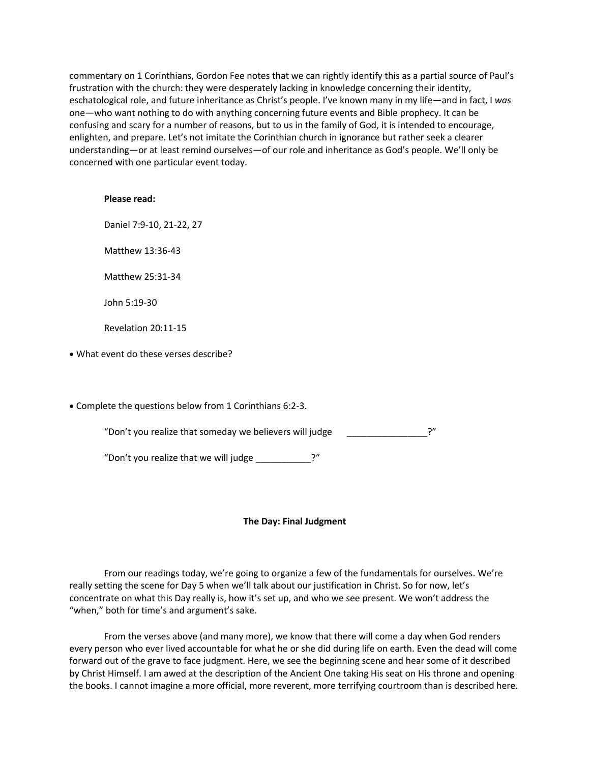commentary on 1 Corinthians, Gordon Fee notes that we can rightly identify this as a partial source of Paul's frustration with the church: they were desperately lacking in knowledge concerning their identity, eschatological role, and future inheritance as Christ's people. I've known many in my life—and in fact, I *was* one—who want nothing to do with anything concerning future events and Bible prophecy. It can be confusing and scary for a number of reasons, but to us in the family of God, it is intended to encourage, enlighten, and prepare. Let's not imitate the Corinthian church in ignorance but rather seek a clearer understanding—or at least remind ourselves—of our role and inheritance as God's people. We'll only be concerned with one particular event today.

**Please read:**

Daniel 7:9-10, 21-22, 27

Matthew 13:36-43

Matthew 25:31-34

John 5:19-30

Revelation 20:11-15

- What event do these verses describe?

- Complete the questions below from 1 Corinthians 6:2-3.

"Don't you realize that someday we believers will judge ________________?"

"Don't you realize that we will judge ___________?"

### The Day: Final Judgment

From our readings today, we're going to organize a few of the fundamentals for ourselves. We're really setting the scene for Day 5 when we'll talk about our justification in Christ. So for now, let's concentrate on what this Day really is, how it's set up, and who we see present. We won't address the "when," both for time's and argument's sake.

From the verses above (and many more), we know that there will come a day when God renders every person who ever lived accountable for what he or she did during life on earth. Even the dead will come forward out of the grave to face judgment. Here, we see the beginning scene and hear some of it described by Christ Himself. I am awed at the description of the Ancient One taking His seat on His throne and opening the books. I cannot imagine a more official, more reverent, more terrifying courtroom than is described here.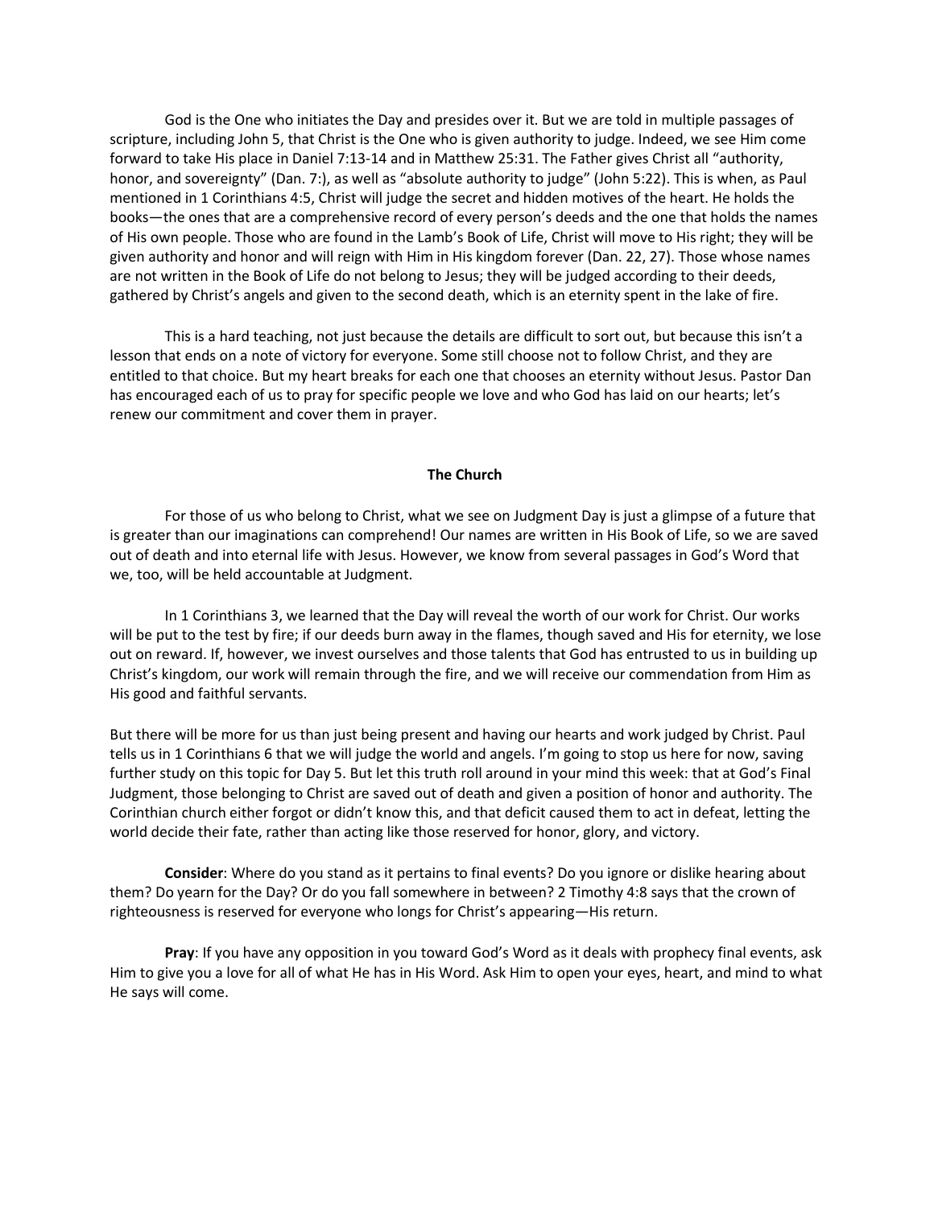God is the One who initiates the Day and presides over it. But we are told in multiple passages of scripture, including John 5, that Christ is the One who is given authority to judge. Indeed, we see Him come forward to take His place in Daniel 7:13-14 and in Matthew 25:31. The Father gives Christ all "authority, honor, and sovereignty" (Dan. 7:), as well as "absolute authority to judge" (John 5:22). This is when, as Paul mentioned in 1 Corinthians 4:5, Christ will judge the secret and hidden motives of the heart. He holds the books—the ones that are a comprehensive record of every person's deeds and the one that holds the names of His own people. Those who are found in the Lamb's Book of Life, Christ will move to His right; they will be given authority and honor and will reign with Him in His kingdom forever (Dan. 22, 27). Those whose names are not written in the Book of Life do not belong to Jesus; they will be judged according to their deeds, gathered by Christ's angels and given to the second death, which is an eternity spent in the lake of fire.

This is a hard teaching, not just because the details are difficult to sort out, but because this isn't a lesson that ends on a note of victory for everyone. Some still choose not to follow Christ, and they are entitled to that choice. But my heart breaks for each one that chooses an eternity without Jesus. Pastor Dan has encouraged each of us to pray for specific people we love and who God has laid on our hearts; let's renew our commitment and cover them in prayer.

**The Church**

For those of us who belong to Christ, what we see on Judgment Day is just a glimpse of a future that is greater than our imaginations can comprehend! Our names are written in His Book of Life, so we are saved out of death and into eternal life with Jesus. However, we know from several passages in God's Word that we, too, will be held accountable at Judgment.

In 1 Corinthians 3, we learned that the Day will reveal the worth of our work for Christ. Our works will be put to the test by fire; if our deeds burn away in the flames, though saved and His for eternity, we lose out on reward. If, however, we invest ourselves and those talents that God has entrusted to us in building up Christ's kingdom, our work will remain through the fire, and we will receive our commendation from Him as His good and faithful servants.

But there will be more for us than just being present and having our hearts and work judged by Christ. Paul tells us in 1 Corinthians 6 that we will judge the world and angels. I'm going to stop us here for now, saving further study on this topic for Day 5. But let this truth roll around in your mind this week: that at God's Final Judgment, those belonging to Christ are saved out of death and given a position of honor and authority. The Corinthian church either forgot or didn't know this, and that deficit caused them to act in defeat, letting the world decide their fate, rather than acting like those reserved for honor, glory, and victory.

**Consider**: Where do you stand as it pertains to final events? Do you ignore or dislike hearing about them? Do yearn for the Day? Or do you fall somewhere in between? 2 Timothy 4:8 says that the crown of righteousness is reserved for everyone who longs for Christ's appearing—His return.

**Pray**: If you have any opposition in you toward God's Word as it deals with prophecy final events, ask Him to give you a love for all of what He has in His Word. Ask Him to open your eyes, heart, and mind to what He says will come.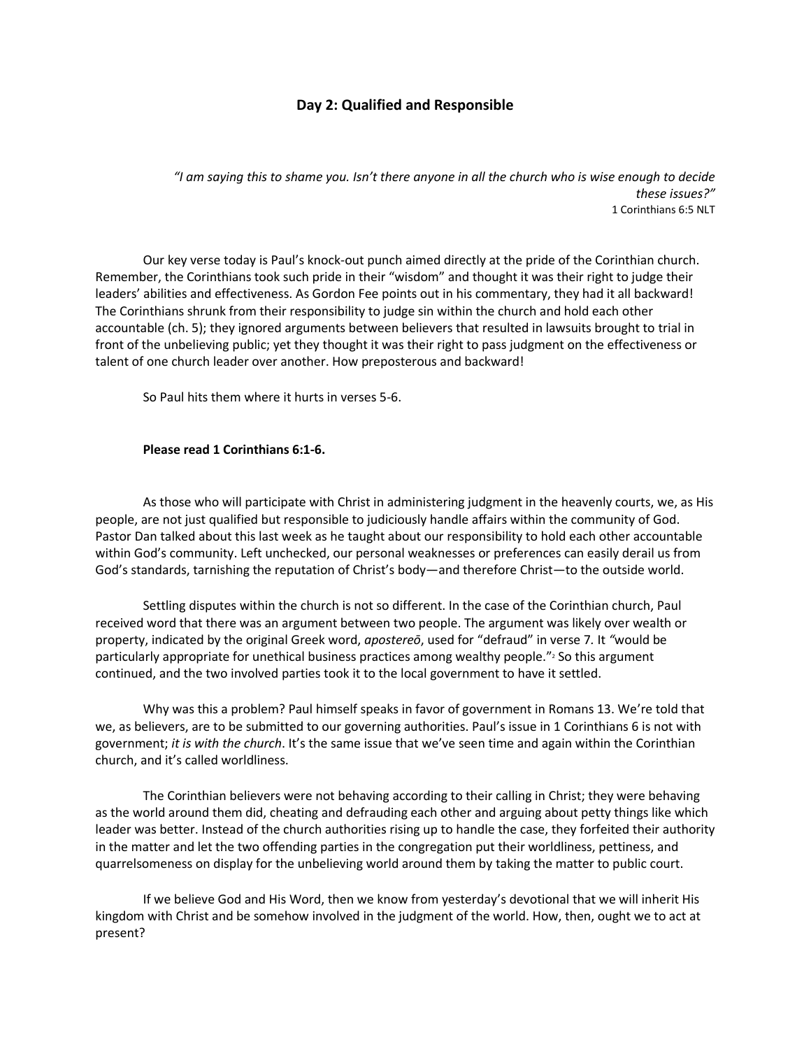## Day 2: Qualified and Responsible

*"I am saying this to shame you. Isn't there anyone in all the church who is wise enough to decide these issues?"*
1 Corinthians 6:5 NLT

Our key verse today is Paul's knock-out punch aimed directly at the pride of the Corinthian church. Remember, the Corinthians took such pride in their "wisdom" and thought it was their right to judge their leaders' abilities and effectiveness. As Gordon Fee points out in his commentary, they had it all backward! The Corinthians shrunk from their responsibility to judge sin within the church and hold each other accountable (ch. 5); they ignored arguments between believers that resulted in lawsuits brought to trial in front of the unbelieving public; yet they thought it was their right to pass judgment on the effectiveness or talent of one church leader over another. How preposterous and backward!

So Paul hits them where it hurts in verses 5-6.

**Please read 1 Corinthians 6:1-6.**

As those who will participate with Christ in administering judgment in the heavenly courts, we, as His people, are not just qualified but responsible to judiciously handle affairs within the community of God. Pastor Dan talked about this last week as he taught about our responsibility to hold each other accountable within God's community. Left unchecked, our personal weaknesses or preferences can easily derail us from God's standards, tarnishing the reputation of Christ's body—and therefore Christ—to the outside world.

Settling disputes within the church is not so different. In the case of the Corinthian church, Paul received word that there was an argument between two people. The argument was likely over wealth or property, indicated by the original Greek word, *apostereō*, used for "defraud" in verse 7. It "would be particularly appropriate for unethical business practices among wealthy people."[2] So this argument continued, and the two involved parties took it to the local government to have it settled.

Why was this a problem? Paul himself speaks in favor of government in Romans 13. We're told that we, as believers, are to be submitted to our governing authorities. Paul's issue in 1 Corinthians 6 is not with government; *it is with the church*. It's the same issue that we've seen time and again within the Corinthian church, and it's called worldliness.

The Corinthian believers were not behaving according to their calling in Christ; they were behaving as the world around them did, cheating and defrauding each other and arguing about petty things like which leader was better. Instead of the church authorities rising up to handle the case, they forfeited their authority in the matter and let the two offending parties in the congregation put their worldliness, pettiness, and quarrelsomeness on display for the unbelieving world around them by taking the matter to public court.

If we believe God and His Word, then we know from yesterday's devotional that we will inherit His kingdom with Christ and be somehow involved in the judgment of the world. How, then, ought we to act at present?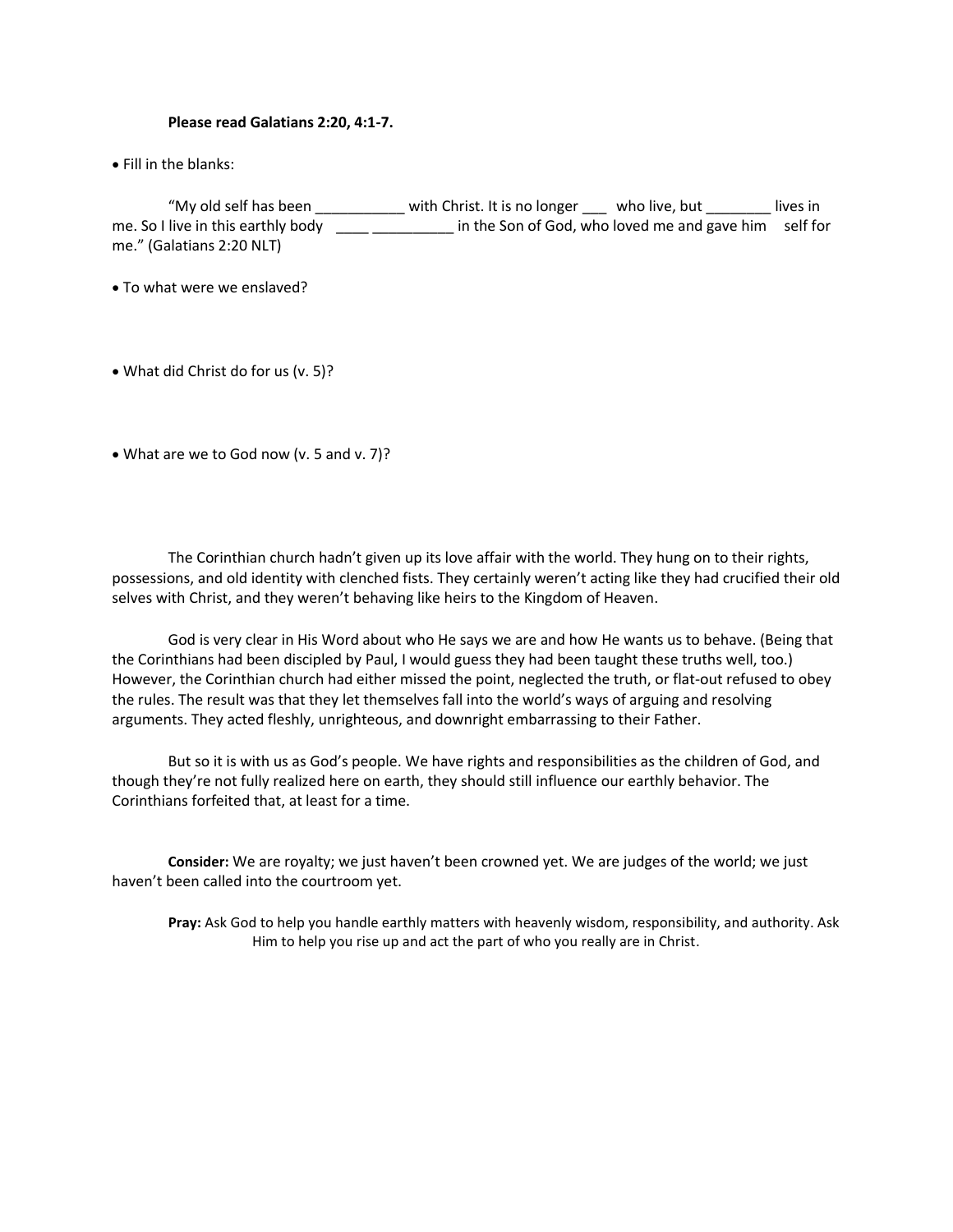**Please read Galatians 2:20, 4:1-7.**

- Fill in the blanks:

"My old self has been ___________ with Christ. It is no longer ___ who live, but ________ lives in me. So I live in this earthly body ____ __________ in the Son of God, who loved me and gave him self for me." (Galatians 2:20 NLT)

- To what were we enslaved?

- What did Christ do for us (v. 5)?

- What are we to God now (v. 5 and v. 7)?

The Corinthian church hadn't given up its love affair with the world. They hung on to their rights, possessions, and old identity with clenched fists. They certainly weren't acting like they had crucified their old selves with Christ, and they weren't behaving like heirs to the Kingdom of Heaven.

God is very clear in His Word about who He says we are and how He wants us to behave. (Being that the Corinthians had been discipled by Paul, I would guess they had been taught these truths well, too.) However, the Corinthian church had either missed the point, neglected the truth, or flat-out refused to obey the rules. The result was that they let themselves fall into the world's ways of arguing and resolving arguments. They acted fleshly, unrighteous, and downright embarrassing to their Father.

But so it is with us as God's people. We have rights and responsibilities as the children of God, and though they're not fully realized here on earth, they should still influence our earthly behavior. The Corinthians forfeited that, at least for a time.

**Consider:** We are royalty; we just haven't been crowned yet. We are judges of the world; we just haven't been called into the courtroom yet.

**Pray:** Ask God to help you handle earthly matters with heavenly wisdom, responsibility, and authority. Ask Him to help you rise up and act the part of who you really are in Christ.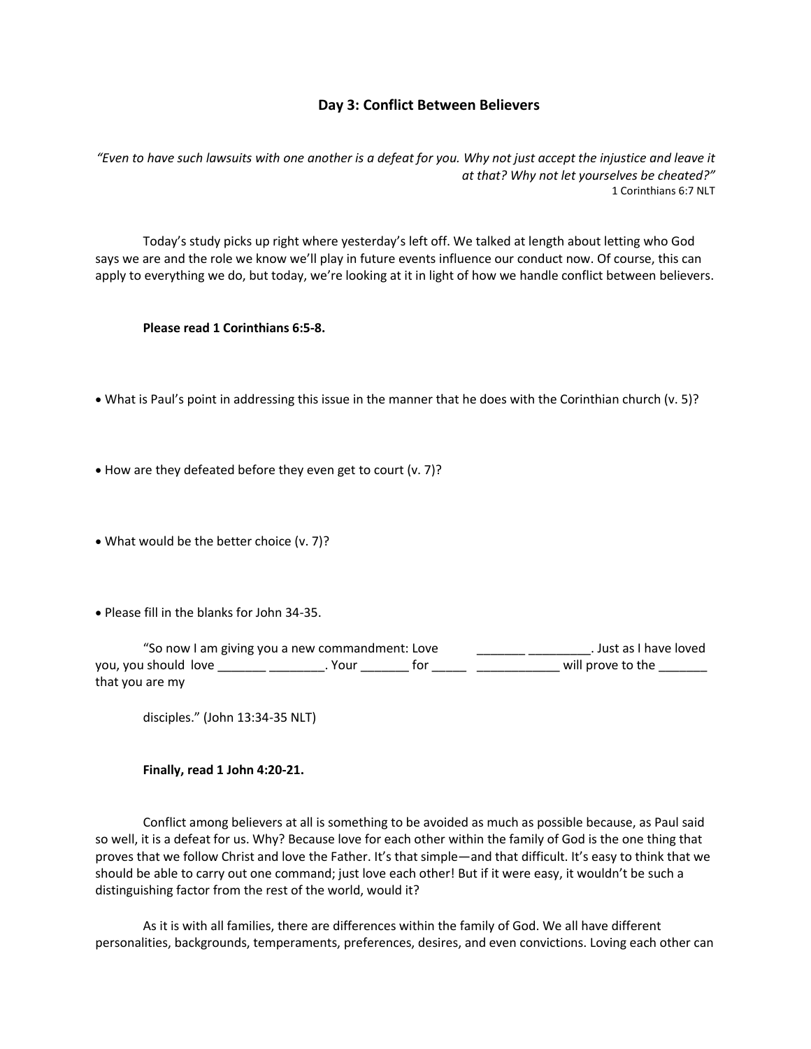### Day 3: Conflict Between Believers

*"Even to have such lawsuits with one another is a defeat for you. Why not just accept the injustice and leave it at that? Why not let yourselves be cheated?"*
1 Corinthians 6:7 NLT

Today's study picks up right where yesterday's left off. We talked at length about letting who God says we are and the role we know we'll play in future events influence our conduct now. Of course, this can apply to everything we do, but today, we're looking at it in light of how we handle conflict between believers.

**Please read 1 Corinthians 6:5-8.**

- What is Paul's point in addressing this issue in the manner that he does with the Corinthian church (v. 5)?

- How are they defeated before they even get to court (v. 7)?

- What would be the better choice (v. 7)?

- Please fill in the blanks for John 34-35.

"So now I am giving you a new commandment: Love _______ _________. Just as I have loved you, you should love _______ ________. Your _______ for _____ ____________ will prove to the _______ that you are my

disciples." (John 13:34-35 NLT)

**Finally, read 1 John 4:20-21.**

Conflict among believers at all is something to be avoided as much as possible because, as Paul said so well, it is a defeat for us. Why? Because love for each other within the family of God is the one thing that proves that we follow Christ and love the Father. It's that simple—and that difficult. It's easy to think that we should be able to carry out one command; just love each other! But if it were easy, it wouldn't be such a distinguishing factor from the rest of the world, would it?

As it is with all families, there are differences within the family of God. We all have different personalities, backgrounds, temperaments, preferences, desires, and even convictions. Loving each other can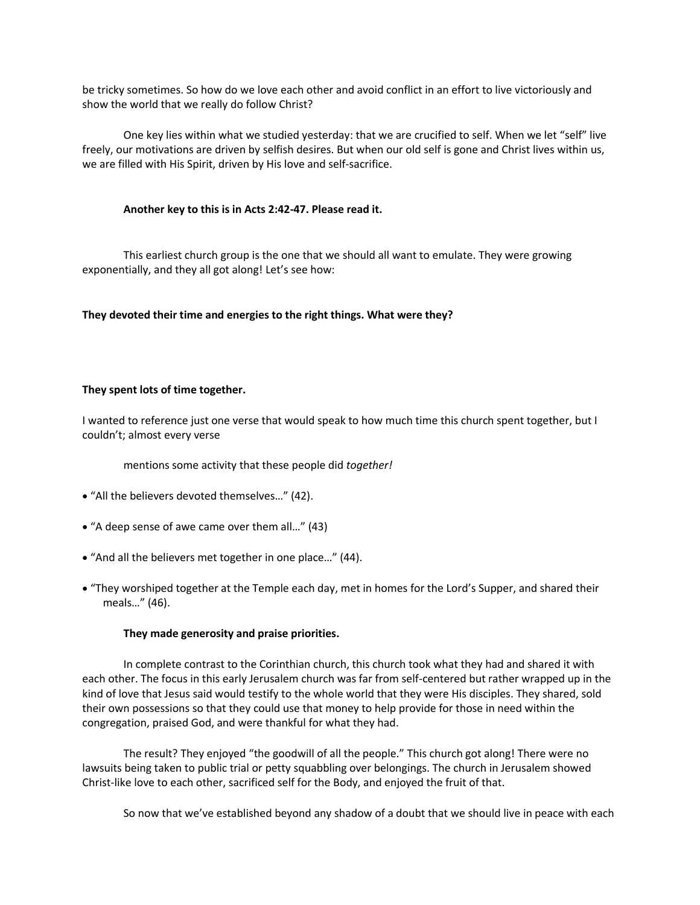be tricky sometimes. So how do we love each other and avoid conflict in an effort to live victoriously and show the world that we really do follow Christ?

One key lies within what we studied yesterday: that we are crucified to self. When we let "self" live freely, our motivations are driven by selfish desires. But when our old self is gone and Christ lives within us, we are filled with His Spirit, driven by His love and self-sacrifice.

**Another key to this is in Acts 2:42-47. Please read it.**

This earliest church group is the one that we should all want to emulate. They were growing exponentially, and they all got along! Let's see how:

**They devoted their time and energies to the right things. What were they?**

**They spent lots of time together.**

I wanted to reference just one verse that would speak to how much time this church spent together, but I couldn't; almost every verse mentions some activity that these people did *together!*

- "All the believers devoted themselves…" (42).
- "A deep sense of awe came over them all…" (43)
- "And all the believers met together in one place…" (44).
- "They worshiped together at the Temple each day, met in homes for the Lord's Supper, and shared their meals…" (46).

**They made generosity and praise priorities.**

In complete contrast to the Corinthian church, this church took what they had and shared it with each other. The focus in this early Jerusalem church was far from self-centered but rather wrapped up in the kind of love that Jesus said would testify to the whole world that they were His disciples. They shared, sold their own possessions so that they could use that money to help provide for those in need within the congregation, praised God, and were thankful for what they had.

The result? They enjoyed "the goodwill of all the people." This church got along! There were no lawsuits being taken to public trial or petty squabbling over belongings. The church in Jerusalem showed Christ-like love to each other, sacrificed self for the Body, and enjoyed the fruit of that.

So now that we've established beyond any shadow of a doubt that we should live in peace with each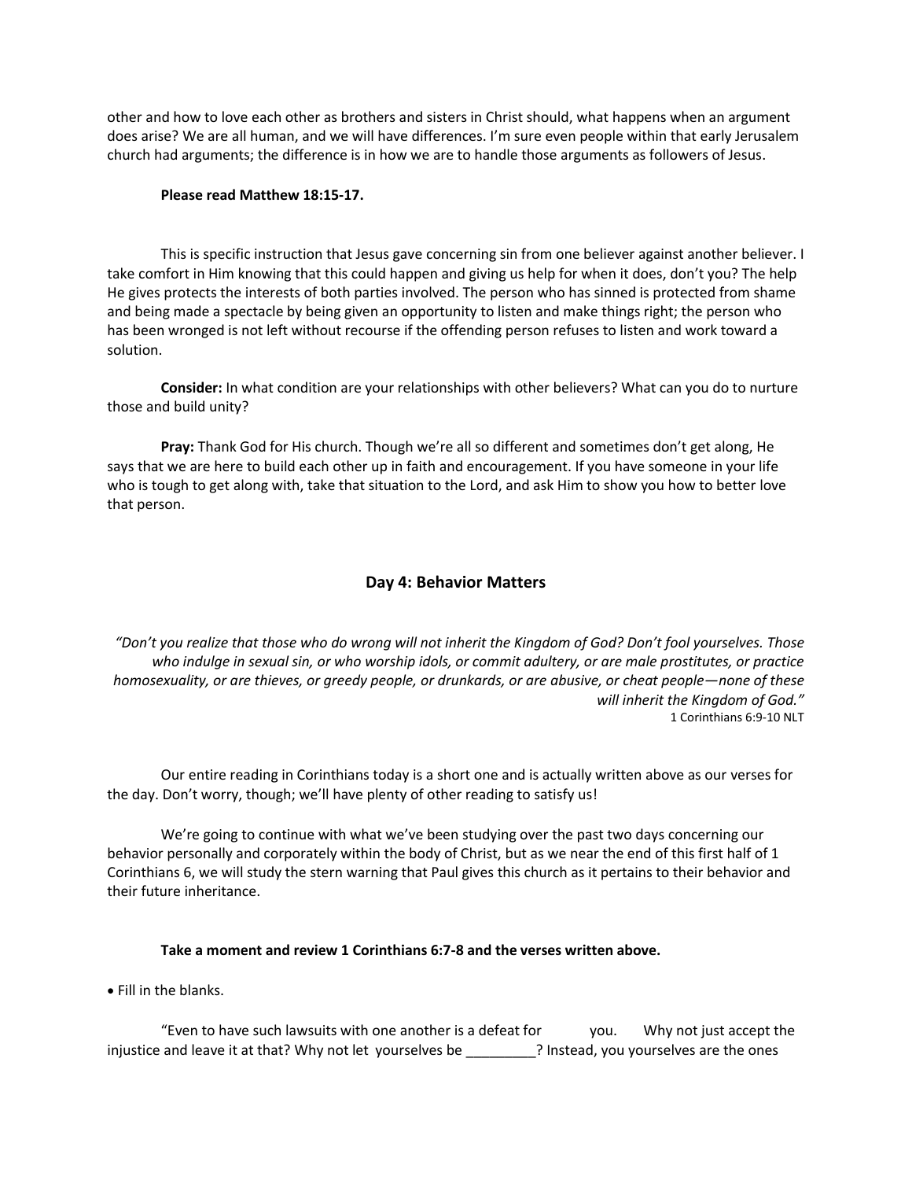other and how to love each other as brothers and sisters in Christ should, what happens when an argument does arise? We are all human, and we will have differences. I'm sure even people within that early Jerusalem church had arguments; the difference is in how we are to handle those arguments as followers of Jesus.

**Please read Matthew 18:15-17.**

This is specific instruction that Jesus gave concerning sin from one believer against another believer. I take comfort in Him knowing that this could happen and giving us help for when it does, don't you? The help He gives protects the interests of both parties involved. The person who has sinned is protected from shame and being made a spectacle by being given an opportunity to listen and make things right; the person who has been wronged is not left without recourse if the offending person refuses to listen and work toward a solution.

**Consider:** In what condition are your relationships with other believers? What can you do to nurture those and build unity?

**Pray:** Thank God for His church. Though we're all so different and sometimes don't get along, He says that we are here to build each other up in faith and encouragement. If you have someone in your life who is tough to get along with, take that situation to the Lord, and ask Him to show you how to better love that person.

## Day 4: Behavior Matters

*"Don't you realize that those who do wrong will not inherit the Kingdom of God? Don't fool yourselves. Those who indulge in sexual sin, or who worship idols, or commit adultery, or are male prostitutes, or practice homosexuality, or are thieves, or greedy people, or drunkards, or are abusive, or cheat people—none of these will inherit the Kingdom of God."*
1 Corinthians 6:9-10 NLT

Our entire reading in Corinthians today is a short one and is actually written above as our verses for the day. Don't worry, though; we'll have plenty of other reading to satisfy us!

We're going to continue with what we've been studying over the past two days concerning our behavior personally and corporately within the body of Christ, but as we near the end of this first half of 1 Corinthians 6, we will study the stern warning that Paul gives this church as it pertains to their behavior and their future inheritance.

**Take a moment and review 1 Corinthians 6:7-8 and the verses written above.**

- Fill in the blanks.

"Even to have such lawsuits with one another is a defeat for you. Why not just accept the injustice and leave it at that? Why not let yourselves be _________? Instead, you yourselves are the ones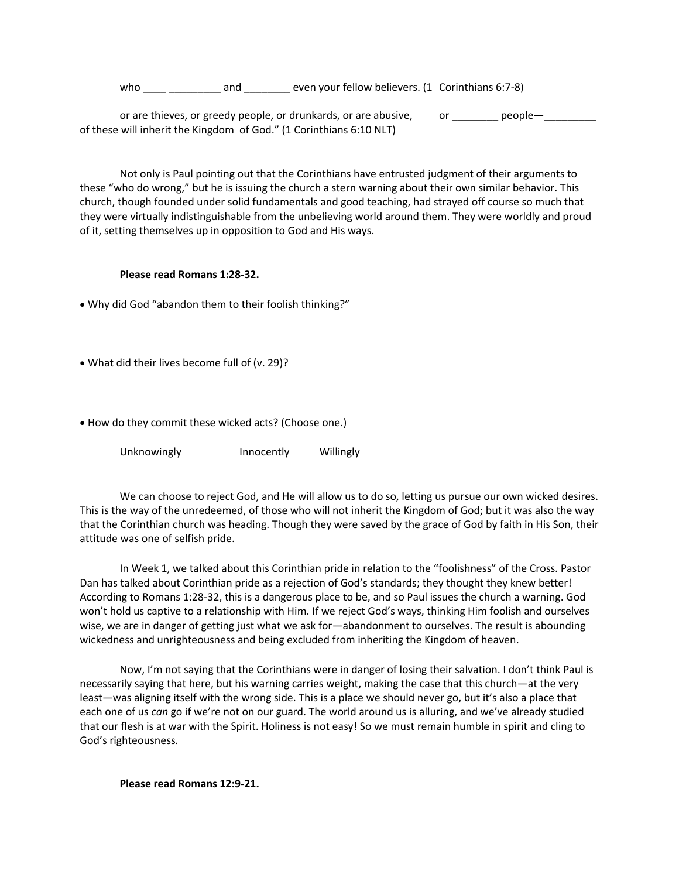who ____ _________ and ________ even your fellow believers. (1 Corinthians 6:7-8)

or are thieves, or greedy people, or drunkards, or are abusive, or ________ people—_________ of these will inherit the Kingdom of God." (1 Corinthians 6:10 NLT)

Not only is Paul pointing out that the Corinthians have entrusted judgment of their arguments to these "who do wrong," but he is issuing the church a stern warning about their own similar behavior. This church, though founded under solid fundamentals and good teaching, had strayed off course so much that they were virtually indistinguishable from the unbelieving world around them. They were worldly and proud of it, setting themselves up in opposition to God and His ways.

**Please read Romans 1:28-32.**

- Why did God "abandon them to their foolish thinking?"

- What did their lives become full of (v. 29)?

- How do they commit these wicked acts? (Choose one.)

Unknowingly    Innocently    Willingly

We can choose to reject God, and He will allow us to do so, letting us pursue our own wicked desires. This is the way of the unredeemed, of those who will not inherit the Kingdom of God; but it was also the way that the Corinthian church was heading. Though they were saved by the grace of God by faith in His Son, their attitude was one of selfish pride.

In Week 1, we talked about this Corinthian pride in relation to the "foolishness" of the Cross. Pastor Dan has talked about Corinthian pride as a rejection of God's standards; they thought they knew better! According to Romans 1:28-32, this is a dangerous place to be, and so Paul issues the church a warning. God won't hold us captive to a relationship with Him. If we reject God's ways, thinking Him foolish and ourselves wise, we are in danger of getting just what we ask for—abandonment to ourselves. The result is abounding wickedness and unrighteousness and being excluded from inheriting the Kingdom of heaven.

Now, I'm not saying that the Corinthians were in danger of losing their salvation. I don't think Paul is necessarily saying that here, but his warning carries weight, making the case that this church—at the very least—was aligning itself with the wrong side. This is a place we should never go, but it's also a place that each one of us *can* go if we're not on our guard. The world around us is alluring, and we've already studied that our flesh is at war with the Spirit. Holiness is not easy! So we must remain humble in spirit and cling to God's righteousness.

**Please read Romans 12:9-21.**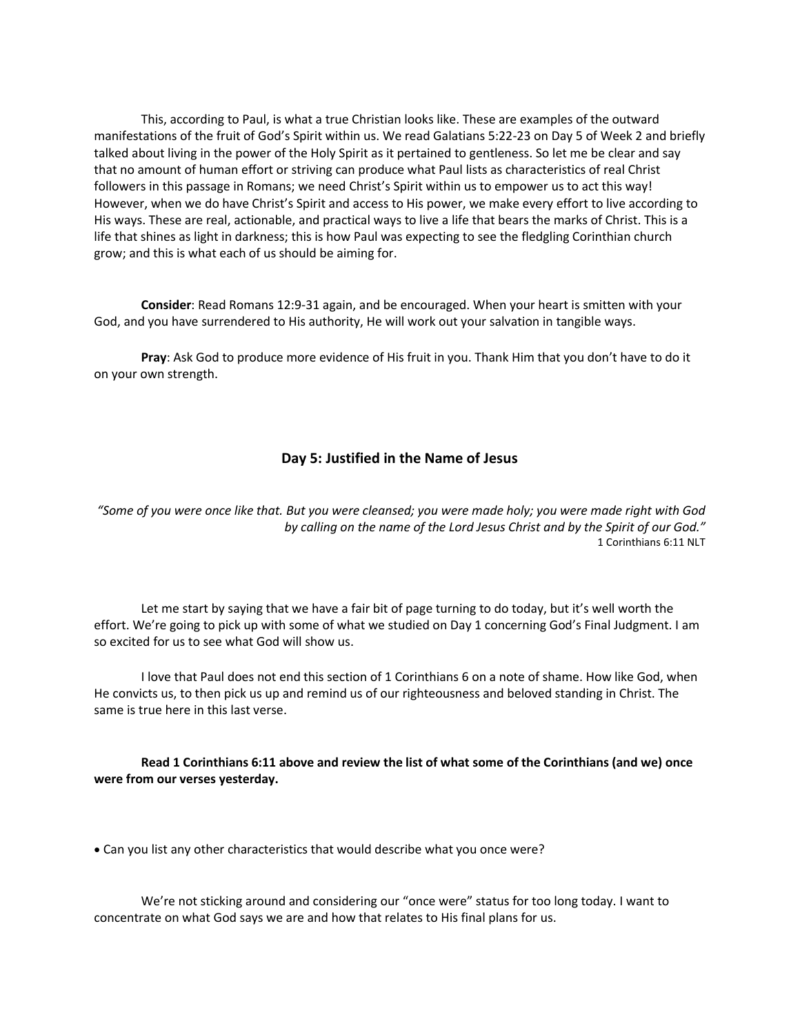This, according to Paul, is what a true Christian looks like. These are examples of the outward manifestations of the fruit of God's Spirit within us. We read Galatians 5:22-23 on Day 5 of Week 2 and briefly talked about living in the power of the Holy Spirit as it pertained to gentleness. So let me be clear and say that no amount of human effort or striving can produce what Paul lists as characteristics of real Christ followers in this passage in Romans; we need Christ's Spirit within us to empower us to act this way! However, when we do have Christ's Spirit and access to His power, we make every effort to live according to His ways. These are real, actionable, and practical ways to live a life that bears the marks of Christ. This is a life that shines as light in darkness; this is how Paul was expecting to see the fledgling Corinthian church grow; and this is what each of us should be aiming for.

**Consider**: Read Romans 12:9-31 again, and be encouraged. When your heart is smitten with your God, and you have surrendered to His authority, He will work out your salvation in tangible ways.

**Pray**: Ask God to produce more evidence of His fruit in you. Thank Him that you don't have to do it on your own strength.

## Day 5: Justified in the Name of Jesus

*"Some of you were once like that. But you were cleansed; you were made holy; you were made right with God by calling on the name of the Lord Jesus Christ and by the Spirit of our God."*
1 Corinthians 6:11 NLT

Let me start by saying that we have a fair bit of page turning to do today, but it's well worth the effort. We're going to pick up with some of what we studied on Day 1 concerning God's Final Judgment. I am so excited for us to see what God will show us.

I love that Paul does not end this section of 1 Corinthians 6 on a note of shame. How like God, when He convicts us, to then pick us up and remind us of our righteousness and beloved standing in Christ. The same is true here in this last verse.

**Read 1 Corinthians 6:11 above and review the list of what some of the Corinthians (and we) once were from our verses yesterday.**

- Can you list any other characteristics that would describe what you once were?

We're not sticking around and considering our "once were" status for too long today. I want to concentrate on what God says we are and how that relates to His final plans for us.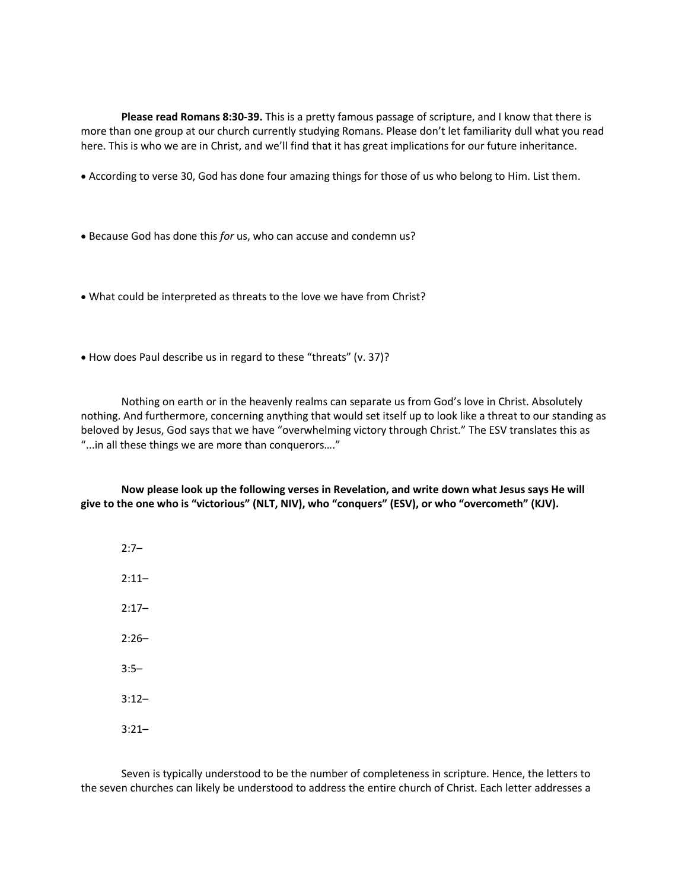**Please read Romans 8:30-39.** This is a pretty famous passage of scripture, and I know that there is more than one group at our church currently studying Romans. Please don't let familiarity dull what you read here. This is who we are in Christ, and we'll find that it has great implications for our future inheritance.

- According to verse 30, God has done four amazing things for those of us who belong to Him. List them.

- Because God has done this *for* us, who can accuse and condemn us?

- What could be interpreted as threats to the love we have from Christ?

- How does Paul describe us in regard to these "threats" (v. 37)?

Nothing on earth or in the heavenly realms can separate us from God's love in Christ. Absolutely nothing. And furthermore, concerning anything that would set itself up to look like a threat to our standing as beloved by Jesus, God says that we have "overwhelming victory through Christ." The ESV translates this as "...in all these things we are more than conquerors…."

**Now please look up the following verses in Revelation, and write down what Jesus says He will give to the one who is "victorious" (NLT, NIV), who "conquers" (ESV), or who "overcometh" (KJV).**

2:7–

2:11–

2:17–

2:26–

3:5–

3:12–

3:21–

Seven is typically understood to be the number of completeness in scripture. Hence, the letters to the seven churches can likely be understood to address the entire church of Christ. Each letter addresses a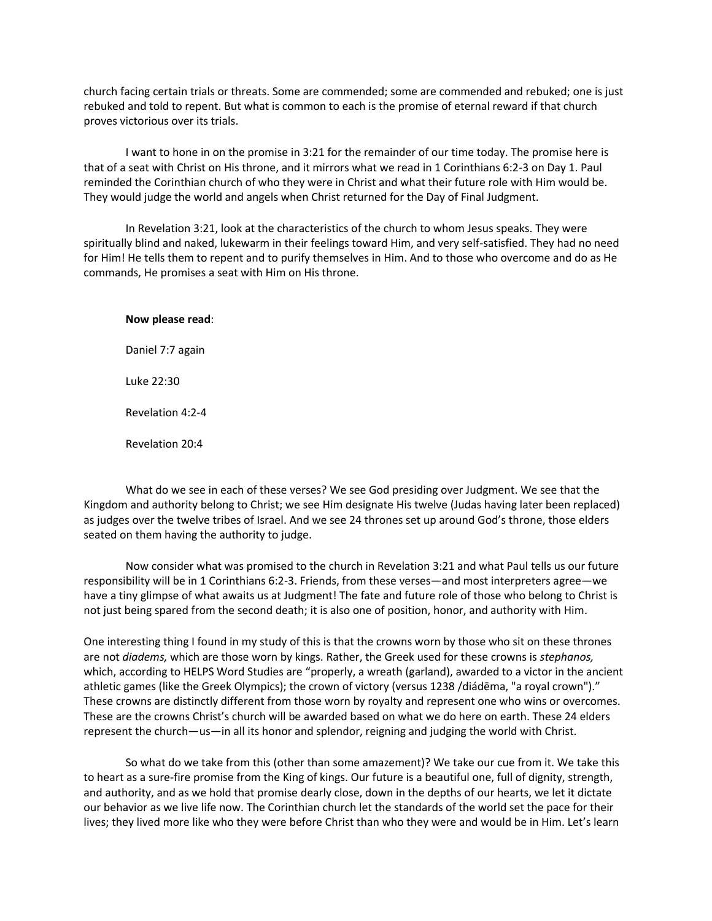church facing certain trials or threats. Some are commended; some are commended and rebuked; one is just rebuked and told to repent. But what is common to each is the promise of eternal reward if that church proves victorious over its trials.

I want to hone in on the promise in 3:21 for the remainder of our time today. The promise here is that of a seat with Christ on His throne, and it mirrors what we read in 1 Corinthians 6:2-3 on Day 1. Paul reminded the Corinthian church of who they were in Christ and what their future role with Him would be. They would judge the world and angels when Christ returned for the Day of Final Judgment.

In Revelation 3:21, look at the characteristics of the church to whom Jesus speaks. They were spiritually blind and naked, lukewarm in their feelings toward Him, and very self-satisfied. They had no need for Him! He tells them to repent and to purify themselves in Him. And to those who overcome and do as He commands, He promises a seat with Him on His throne.

**Now please read**:

Daniel 7:7 again

Luke 22:30

Revelation 4:2-4

Revelation 20:4

What do we see in each of these verses? We see God presiding over Judgment. We see that the Kingdom and authority belong to Christ; we see Him designate His twelve (Judas having later been replaced) as judges over the twelve tribes of Israel. And we see 24 thrones set up around God's throne, those elders seated on them having the authority to judge.

Now consider what was promised to the church in Revelation 3:21 and what Paul tells us our future responsibility will be in 1 Corinthians 6:2-3. Friends, from these verses—and most interpreters agree—we have a tiny glimpse of what awaits us at Judgment! The fate and future role of those who belong to Christ is not just being spared from the second death; it is also one of position, honor, and authority with Him.

One interesting thing I found in my study of this is that the crowns worn by those who sit on these thrones are not *diadems,* which are those worn by kings. Rather, the Greek used for these crowns is *stephanos,* which, according to HELPS Word Studies are "properly, a wreath (garland), awarded to a victor in the ancient athletic games (like the Greek Olympics); the crown of victory (versus 1238 /diádēma, "a royal crown")." These crowns are distinctly different from those worn by royalty and represent one who wins or overcomes. These are the crowns Christ's church will be awarded based on what we do here on earth. These 24 elders represent the church—us—in all its honor and splendor, reigning and judging the world with Christ.

So what do we take from this (other than some amazement)? We take our cue from it. We take this to heart as a sure-fire promise from the King of kings. Our future is a beautiful one, full of dignity, strength, and authority, and as we hold that promise dearly close, down in the depths of our hearts, we let it dictate our behavior as we live life now. The Corinthian church let the standards of the world set the pace for their lives; they lived more like who they were before Christ than who they were and would be in Him. Let's learn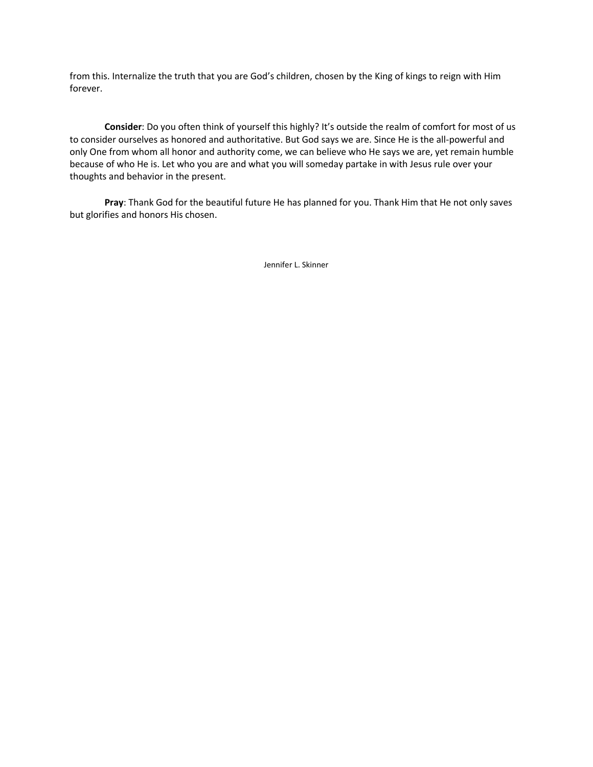from this. Internalize the truth that you are God's children, chosen by the King of kings to reign with Him forever.

**Consider**: Do you often think of yourself this highly? It's outside the realm of comfort for most of us to consider ourselves as honored and authoritative. But God says we are. Since He is the all-powerful and only One from whom all honor and authority come, we can believe who He says we are, yet remain humble because of who He is. Let who you are and what you will someday partake in with Jesus rule over your thoughts and behavior in the present.

**Pray**: Thank God for the beautiful future He has planned for you. Thank Him that He not only saves but glorifies and honors His chosen.

Jennifer L. Skinner